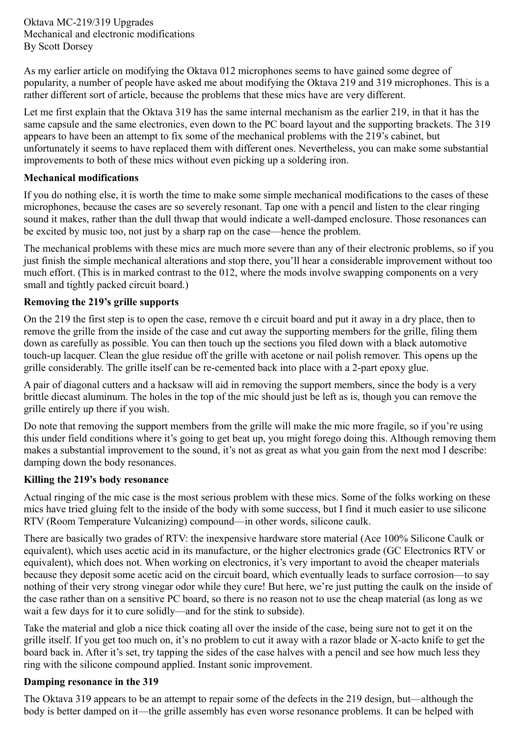Oktava MC-219/319 Upgrades
Mechanical and electronic modifications
By Scott Dorsey

As my earlier article on modifying the Oktava 012 microphones seems to have gained some degree of popularity, a number of people have asked me about modifying the Oktava 219 and 319 microphones. This is a rather different sort of article, because the problems that these mics have are very different.

Let me first explain that the Oktava 319 has the same internal mechanism as the earlier 219, in that it has the same capsule and the same electronics, even down to the PC board layout and the supporting brackets. The 319 appears to have been an attempt to fix some of the mechanical problems with the 219's cabinet, but unfortunately it seems to have replaced them with different ones. Nevertheless, you can make some substantial improvements to both of these mics without even picking up a soldering iron.

**Mechanical modifications**

If you do nothing else, it is worth the time to make some simple mechanical modifications to the cases of these microphones, because the cases are so severely resonant. Tap one with a pencil and listen to the clear ringing sound it makes, rather than the dull thwap that would indicate a well-damped enclosure. Those resonances can be excited by music too, not just by a sharp rap on the case—hence the problem.

The mechanical problems with these mics are much more severe than any of their electronic problems, so if you just finish the simple mechanical alterations and stop there, you'll hear a considerable improvement without too much effort. (This is in marked contrast to the 012, where the mods involve swapping components on a very small and tightly packed circuit board.)

**Removing the 219's grille supports**

On the 219 the first step is to open the case, remove th e circuit board and put it away in a dry place, then to remove the grille from the inside of the case and cut away the supporting members for the grille, filing them down as carefully as possible. You can then touch up the sections you filed down with a black automotive touch-up lacquer. Clean the glue residue off the grille with acetone or nail polish remover. This opens up the grille considerably. The grille itself can be re-cemented back into place with a 2-part epoxy glue.

A pair of diagonal cutters and a hacksaw will aid in removing the support members, since the body is a very brittle diecast aluminum. The holes in the top of the mic should just be left as is, though you can remove the grille entirely up there if you wish.

Do note that removing the support members from the grille will make the mic more fragile, so if you're using this under field conditions where it's going to get beat up, you might forego doing this. Although removing them makes a substantial improvement to the sound, it's not as great as what you gain from the next mod I describe: damping down the body resonances.

**Killing the 219's body resonance**

Actual ringing of the mic case is the most serious problem with these mics. Some of the folks working on these mics have tried gluing felt to the inside of the body with some success, but I find it much easier to use silicone RTV (Room Temperature Vulcanizing) compound—in other words, silicone caulk.

There are basically two grades of RTV: the inexpensive hardware store material (Ace 100% Silicone Caulk or equivalent), which uses acetic acid in its manufacture, or the higher electronics grade (GC Electronics RTV or equivalent), which does not. When working on electronics, it's very important to avoid the cheaper materials because they deposit some acetic acid on the circuit board, which eventually leads to surface corrosion—to say nothing of their very strong vinegar odor while they cure! But here, we're just putting the caulk on the inside of the case rather than on a sensitive PC board, so there is no reason not to use the cheap material (as long as we wait a few days for it to cure solidly—and for the stink to subside).

Take the material and glob a nice thick coating all over the inside of the case, being sure not to get it on the grille itself. If you get too much on, it's no problem to cut it away with a razor blade or X-acto knife to get the board back in. After it's set, try tapping the sides of the case halves with a pencil and see how much less they ring with the silicone compound applied. Instant sonic improvement.

**Damping resonance in the 319**

The Oktava 319 appears to be an attempt to repair some of the defects in the 219 design, but—although the body is better damped on it—the grille assembly has even worse resonance problems. It can be helped with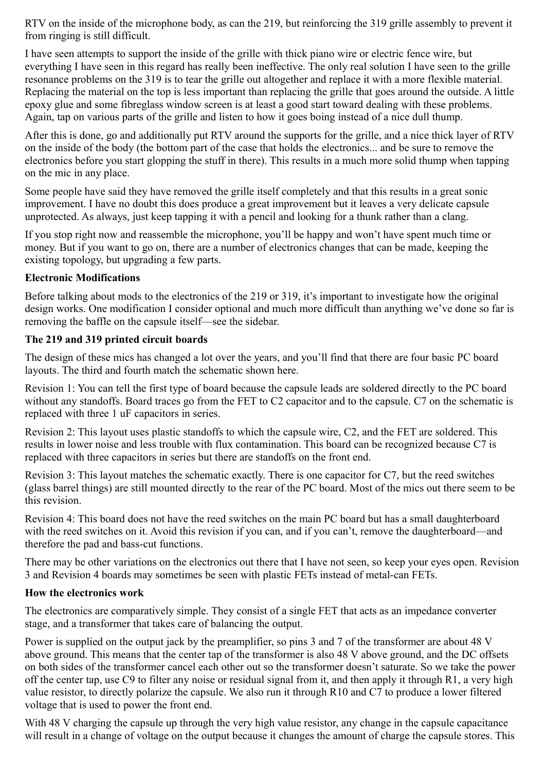RTV on the inside of the microphone body, as can the 219, but reinforcing the 319 grille assembly to prevent it from ringing is still difficult.

I have seen attempts to support the inside of the grille with thick piano wire or electric fence wire, but everything I have seen in this regard has really been ineffective. The only real solution I have seen to the grille resonance problems on the 319 is to tear the grille out altogether and replace it with a more flexible material. Replacing the material on the top is less important than replacing the grille that goes around the outside. A little epoxy glue and some fibreglass window screen is at least a good start toward dealing with these problems. Again, tap on various parts of the grille and listen to how it goes boing instead of a nice dull thump.

After this is done, go and additionally put RTV around the supports for the grille, and a nice thick layer of RTV on the inside of the body (the bottom part of the case that holds the electronics... and be sure to remove the electronics before you start glopping the stuff in there). This results in a much more solid thump when tapping on the mic in any place.

Some people have said they have removed the grille itself completely and that this results in a great sonic improvement. I have no doubt this does produce a great improvement but it leaves a very delicate capsule unprotected. As always, just keep tapping it with a pencil and looking for a thunk rather than a clang.

If you stop right now and reassemble the microphone, you'll be happy and won't have spent much time or money. But if you want to go on, there are a number of electronics changes that can be made, keeping the existing topology, but upgrading a few parts.

**Electronic Modifications**

Before talking about mods to the electronics of the 219 or 319, it's important to investigate how the original design works. One modification I consider optional and much more difficult than anything we've done so far is removing the baffle on the capsule itself—see the sidebar.

**The 219 and 319 printed circuit boards**

The design of these mics has changed a lot over the years, and you'll find that there are four basic PC board layouts. The third and fourth match the schematic shown here.

Revision 1: You can tell the first type of board because the capsule leads are soldered directly to the PC board without any standoffs. Board traces go from the FET to C2 capacitor and to the capsule. C7 on the schematic is replaced with three 1 uF capacitors in series.

Revision 2: This layout uses plastic standoffs to which the capsule wire, C2, and the FET are soldered. This results in lower noise and less trouble with flux contamination. This board can be recognized because C7 is replaced with three capacitors in series but there are standoffs on the front end.

Revision 3: This layout matches the schematic exactly. There is one capacitor for C7, but the reed switches (glass barrel things) are still mounted directly to the rear of the PC board. Most of the mics out there seem to be this revision.

Revision 4: This board does not have the reed switches on the main PC board but has a small daughterboard with the reed switches on it. Avoid this revision if you can, and if you can't, remove the daughterboard—and therefore the pad and bass-cut functions.

There may be other variations on the electronics out there that I have not seen, so keep your eyes open. Revision 3 and Revision 4 boards may sometimes be seen with plastic FETs instead of metal-can FETs.

**How the electronics work**

The electronics are comparatively simple. They consist of a single FET that acts as an impedance converter stage, and a transformer that takes care of balancing the output.

Power is supplied on the output jack by the preamplifier, so pins 3 and 7 of the transformer are about 48 V above ground. This means that the center tap of the transformer is also 48 V above ground, and the DC offsets on both sides of the transformer cancel each other out so the transformer doesn't saturate. So we take the power off the center tap, use C9 to filter any noise or residual signal from it, and then apply it through R1, a very high value resistor, to directly polarize the capsule. We also run it through R10 and C7 to produce a lower filtered voltage that is used to power the front end.

With 48 V charging the capsule up through the very high value resistor, any change in the capsule capacitance will result in a change of voltage on the output because it changes the amount of charge the capsule stores. This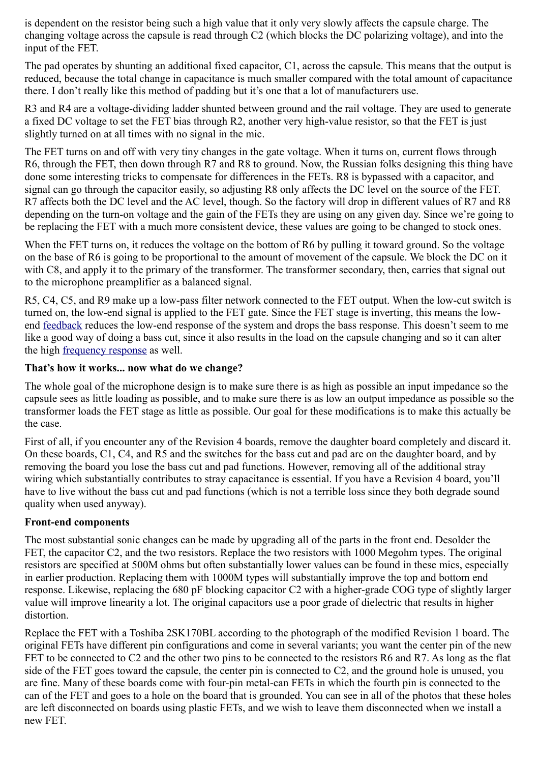is dependent on the resistor being such a high value that it only very slowly affects the capsule charge. The changing voltage across the capsule is read through C2 (which blocks the DC polarizing voltage), and into the input of the FET.

The pad operates by shunting an additional fixed capacitor, C1, across the capsule. This means that the output is reduced, because the total change in capacitance is much smaller compared with the total amount of capacitance there. I don't really like this method of padding but it's one that a lot of manufacturers use.

R3 and R4 are a voltage-dividing ladder shunted between ground and the rail voltage. They are used to generate a fixed DC voltage to set the FET bias through R2, another very high-value resistor, so that the FET is just slightly turned on at all times with no signal in the mic.

The FET turns on and off with very tiny changes in the gate voltage. When it turns on, current flows through R6, through the FET, then down through R7 and R8 to ground. Now, the Russian folks designing this thing have done some interesting tricks to compensate for differences in the FETs. R8 is bypassed with a capacitor, and signal can go through the capacitor easily, so adjusting R8 only affects the DC level on the source of the FET. R7 affects both the DC level and the AC level, though. So the factory will drop in different values of R7 and R8 depending on the turn-on voltage and the gain of the FETs they are using on any given day. Since we're going to be replacing the FET with a much more consistent device, these values are going to be changed to stock ones.

When the FET turns on, it reduces the voltage on the bottom of R6 by pulling it toward ground. So the voltage on the base of R6 is going to be proportional to the amount of movement of the capsule. We block the DC on it with C8, and apply it to the primary of the transformer. The transformer secondary, then, carries that signal out to the microphone preamplifier as a balanced signal.

R5, C4, C5, and R9 make up a low-pass filter network connected to the FET output. When the low-cut switch is turned on, the low-end signal is applied to the FET gate. Since the FET stage is inverting, this means the low-end feedback reduces the low-end response of the system and drops the bass response. This doesn't seem to me like a good way of doing a bass cut, since it also results in the load on the capsule changing and so it can alter the high frequency response as well.

**That's how it works... now what do we change?**

The whole goal of the microphone design is to make sure there is as high as possible an input impedance so the capsule sees as little loading as possible, and to make sure there is as low an output impedance as possible so the transformer loads the FET stage as little as possible. Our goal for these modifications is to make this actually be the case.

First of all, if you encounter any of the Revision 4 boards, remove the daughter board completely and discard it. On these boards, C1, C4, and R5 and the switches for the bass cut and pad are on the daughter board, and by removing the board you lose the bass cut and pad functions. However, removing all of the additional stray wiring which substantially contributes to stray capacitance is essential. If you have a Revision 4 board, you'll have to live without the bass cut and pad functions (which is not a terrible loss since they both degrade sound quality when used anyway).

**Front-end components**

The most substantial sonic changes can be made by upgrading all of the parts in the front end. Desolder the FET, the capacitor C2, and the two resistors. Replace the two resistors with 1000 Megohm types. The original resistors are specified at 500M ohms but often substantially lower values can be found in these mics, especially in earlier production. Replacing them with 1000M types will substantially improve the top and bottom end response. Likewise, replacing the 680 pF blocking capacitor C2 with a higher-grade COG type of slightly larger value will improve linearity a lot. The original capacitors use a poor grade of dielectric that results in higher distortion.

Replace the FET with a Toshiba 2SK170BL according to the photograph of the modified Revision 1 board. The original FETs have different pin configurations and come in several variants; you want the center pin of the new FET to be connected to C2 and the other two pins to be connected to the resistors R6 and R7. As long as the flat side of the FET goes toward the capsule, the center pin is connected to C2, and the ground hole is unused, you are fine. Many of these boards come with four-pin metal-can FETs in which the fourth pin is connected to the can of the FET and goes to a hole on the board that is grounded. You can see in all of the photos that these holes are left disconnected on boards using plastic FETs, and we wish to leave them disconnected when we install a new FET.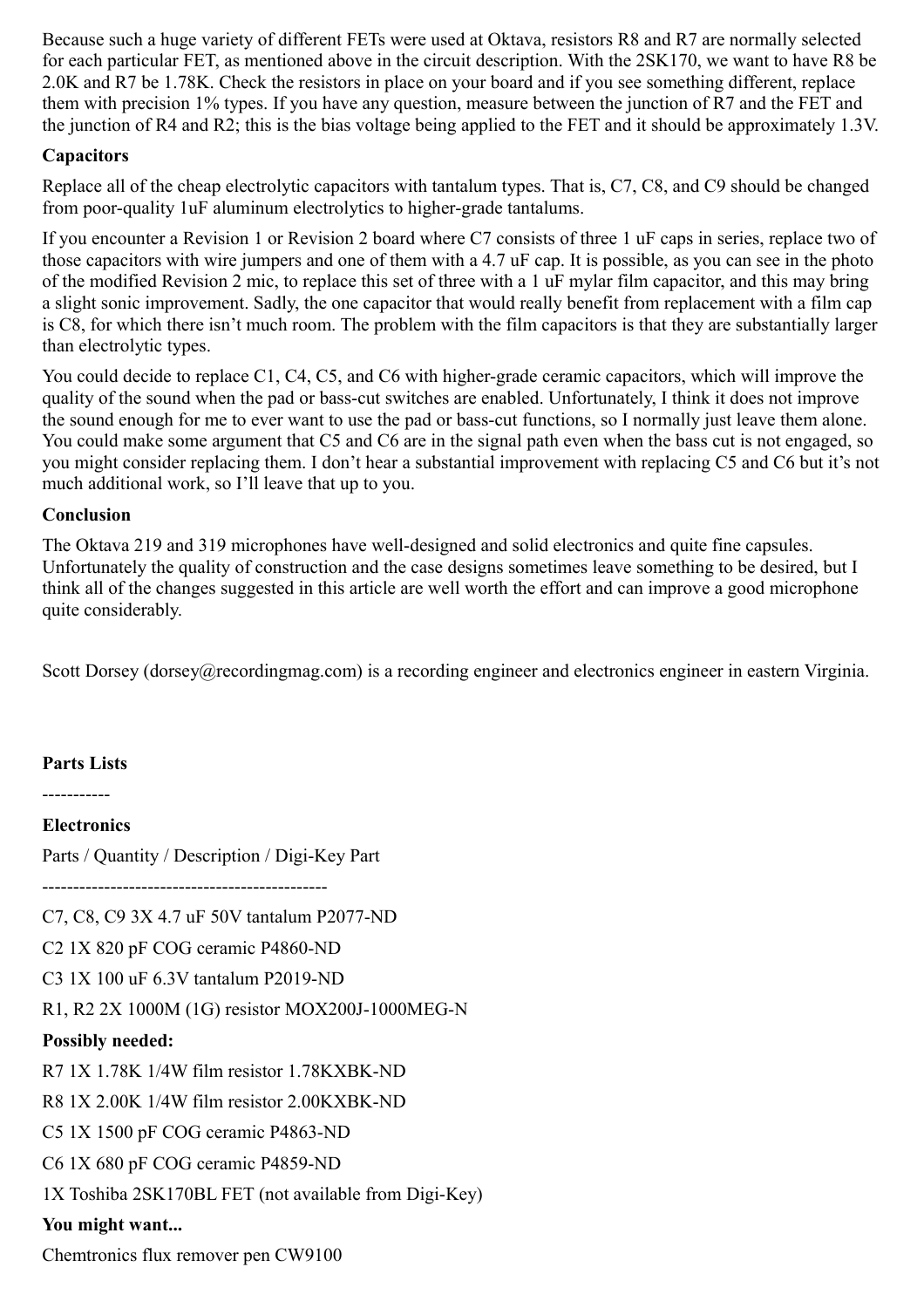Because such a huge variety of different FETs were used at Oktava, resistors R8 and R7 are normally selected for each particular FET, as mentioned above in the circuit description. With the 2SK170, we want to have R8 be 2.0K and R7 be 1.78K. Check the resistors in place on your board and if you see something different, replace them with precision 1% types. If you have any question, measure between the junction of R7 and the FET and the junction of R4 and R2; this is the bias voltage being applied to the FET and it should be approximately 1.3V.

**Capacitors**

Replace all of the cheap electrolytic capacitors with tantalum types. That is, C7, C8, and C9 should be changed from poor-quality 1uF aluminum electrolytics to higher-grade tantalums.

If you encounter a Revision 1 or Revision 2 board where C7 consists of three 1 uF caps in series, replace two of those capacitors with wire jumpers and one of them with a 4.7 uF cap. It is possible, as you can see in the photo of the modified Revision 2 mic, to replace this set of three with a 1 uF mylar film capacitor, and this may bring a slight sonic improvement. Sadly, the one capacitor that would really benefit from replacement with a film cap is C8, for which there isn't much room. The problem with the film capacitors is that they are substantially larger than electrolytic types.

You could decide to replace C1, C4, C5, and C6 with higher-grade ceramic capacitors, which will improve the quality of the sound when the pad or bass-cut switches are enabled. Unfortunately, I think it does not improve the sound enough for me to ever want to use the pad or bass-cut functions, so I normally just leave them alone. You could make some argument that C5 and C6 are in the signal path even when the bass cut is not engaged, so you might consider replacing them. I don't hear a substantial improvement with replacing C5 and C6 but it's not much additional work, so I'll leave that up to you.

**Conclusion**

The Oktava 219 and 319 microphones have well-designed and solid electronics and quite fine capsules. Unfortunately the quality of construction and the case designs sometimes leave something to be desired, but I think all of the changes suggested in this article are well worth the effort and can improve a good microphone quite considerably.

Scott Dorsey (dorsey@recordingmag.com) is a recording engineer and electronics engineer in eastern Virginia.

**Parts Lists**

-----------

**Electronics**

Parts / Quantity / Description / Digi-Key Part

----------------------------------------------

C7, C8, C9 3X 4.7 uF 50V tantalum P2077-ND

C2 1X 820 pF COG ceramic P4860-ND

C3 1X 100 uF 6.3V tantalum P2019-ND

R1, R2 2X 1000M (1G) resistor MOX200J-1000MEG-N

**Possibly needed:**

R7 1X 1.78K 1/4W film resistor 1.78KXBK-ND

R8 1X 2.00K 1/4W film resistor 2.00KXBK-ND

C5 1X 1500 pF COG ceramic P4863-ND

C6 1X 680 pF COG ceramic P4859-ND

1X Toshiba 2SK170BL FET (not available from Digi-Key)

**You might want...**

Chemtronics flux remover pen CW9100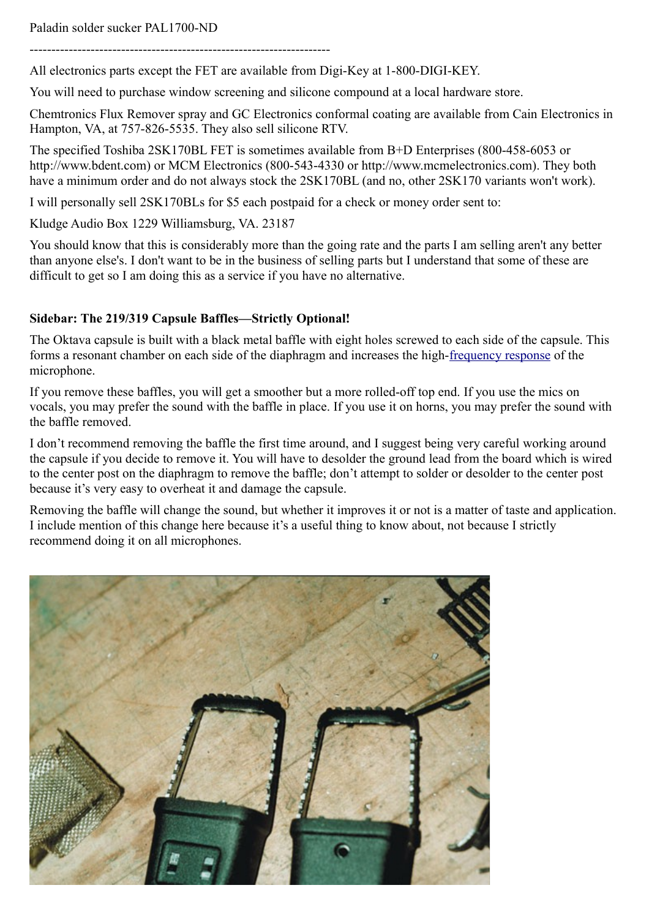Paladin solder sucker PAL1700-ND

---------------------------------------------------------------------

All electronics parts except the FET are available from Digi-Key at 1-800-DIGI-KEY.

You will need to purchase window screening and silicone compound at a local hardware store.

Chemtronics Flux Remover spray and GC Electronics conformal coating are available from Cain Electronics in Hampton, VA, at 757-826-5535. They also sell silicone RTV.

The specified Toshiba 2SK170BL FET is sometimes available from B+D Enterprises (800-458-6053 or http://www.bdent.com) or MCM Electronics (800-543-4330 or http://www.mcmelectronics.com). They both have a minimum order and do not always stock the 2SK170BL (and no, other 2SK170 variants won't work).

I will personally sell 2SK170BLs for $5 each postpaid for a check or money order sent to:

Kludge Audio Box 1229 Williamsburg, VA. 23187

You should know that this is considerably more than the going rate and the parts I am selling aren't any better than anyone else's. I don't want to be in the business of selling parts but I understand that some of these are difficult to get so I am doing this as a service if you have no alternative.

**Sidebar: The 219/319 Capsule Baffles—Strictly Optional!**

The Oktava capsule is built with a black metal baffle with eight holes screwed to each side of the capsule. This forms a resonant chamber on each side of the diaphragm and increases the high-frequency response of the microphone.

If you remove these baffles, you will get a smoother but a more rolled-off top end. If you use the mics on vocals, you may prefer the sound with the baffle in place. If you use it on horns, you may prefer the sound with the baffle removed.

I don't recommend removing the baffle the first time around, and I suggest being very careful working around the capsule if you decide to remove it. You will have to desolder the ground lead from the board which is wired to the center post on the diaphragm to remove the baffle; don't attempt to solder or desolder to the center post because it's very easy to overheat it and damage the capsule.

Removing the baffle will change the sound, but whether it improves it or not is a matter of taste and application. I include mention of this change here because it's a useful thing to know about, not because I strictly recommend doing it on all microphones.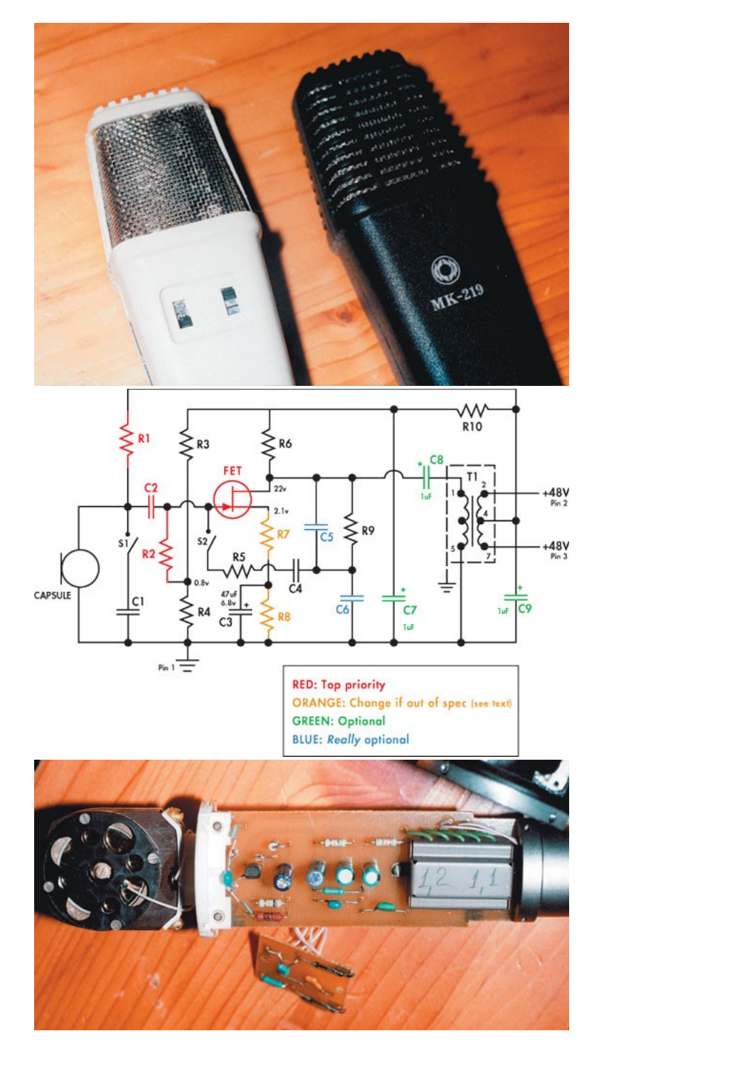RED: Top priority

ORANGE: Change if out of spec (see text)

GREEN: Optional

BLUE: *Really* optional